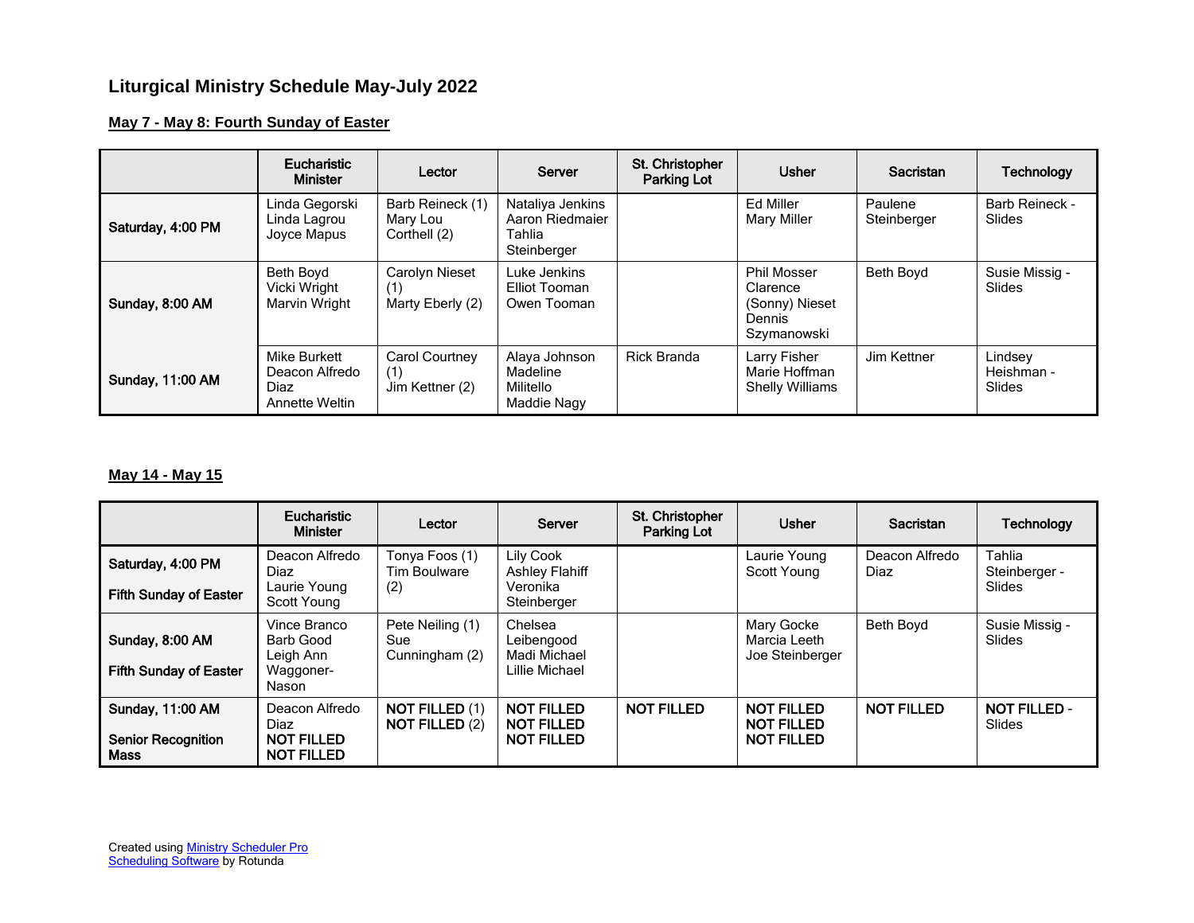# Liturgical Ministry Schedule May-July 2022

## May 7 - May 8: Fourth Sunday of Easter

| | Eucharistic Minister | Lector | Server | St. Christopher Parking Lot | Usher | Sacristan | Technology |
|---|---|---|---|---|---|---|---|
| **Saturday, 4:00 PM** | Linda Gegorski<br>Linda Lagrou<br>Joyce Mapus | Barb Reineck (1)<br>Mary Lou Corthell (2) | Nataliya Jenkins<br>Aaron Riedmaier<br>Tahlia Steinberger | | Ed Miller<br>Mary Miller | Paulene Steinberger | Barb Reineck - Slides |
| **Sunday, 8:00 AM** | Beth Boyd<br>Vicki Wright<br>Marvin Wright | Carolyn Nieset (1)<br>Marty Eberly (2) | Luke Jenkins<br>Elliot Tooman<br>Owen Tooman | | Phil Mosser<br>Clarence (Sonny) Nieset<br>Dennis Szymanowski | Beth Boyd | Susie Missig - Slides |
| **Sunday, 11:00 AM** | Mike Burkett<br>Deacon Alfredo Diaz<br>Annette Weltin | Carol Courtney (1)<br>Jim Kettner (2) | Alaya Johnson<br>Madeline Militello<br>Maddie Nagy | Rick Branda | Larry Fisher<br>Marie Hoffman<br>Shelly Williams | Jim Kettner | Lindsey Heishman - Slides |

## May 14 - May 15

| | Eucharistic Minister | Lector | Server | St. Christopher Parking Lot | Usher | Sacristan | Technology |
|---|---|---|---|---|---|---|---|
| **Saturday, 4:00 PM**<br><br>**Fifth Sunday of Easter** | Deacon Alfredo Diaz<br>Laurie Young<br>Scott Young | Tonya Foos (1)<br>Tim Boulware (2) | Lily Cook<br>Ashley Flahiff<br>Veronika Steinberger | | Laurie Young<br>Scott Young | Deacon Alfredo Diaz | Tahlia Steinberger - Slides |
| **Sunday, 8:00 AM**<br><br>**Fifth Sunday of Easter** | Vince Branco<br>Barb Good<br>Leigh Ann Waggoner-Nason | Pete Neiling (1)<br>Sue Cunningham (2) | Chelsea Leibengood<br>Madi Michael<br>Lillie Michael | | Mary Gocke<br>Marcia Leeth<br>Joe Steinberger | Beth Boyd | Susie Missig - Slides |
| **Sunday, 11:00 AM**<br><br>**Senior Recognition Mass** | Deacon Alfredo Diaz<br>**NOT FILLED**<br>**NOT FILLED** | **NOT FILLED** (1)<br>**NOT FILLED** (2) | **NOT FILLED**<br>**NOT FILLED**<br>**NOT FILLED** | **NOT FILLED** | **NOT FILLED**<br>**NOT FILLED**<br>**NOT FILLED** | **NOT FILLED** | **NOT FILLED** - Slides |

Created using Ministry Scheduler Pro Scheduling Software by Rotunda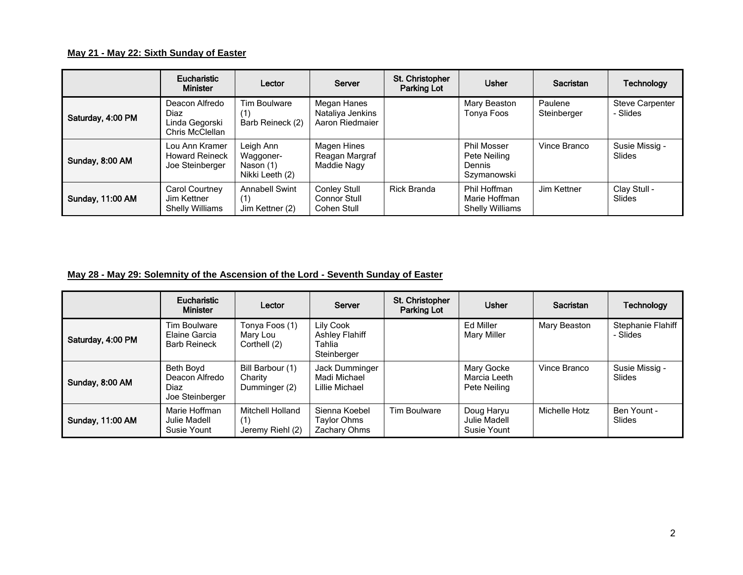**May 21 - May 22: Sixth Sunday of Easter**

| | Eucharistic Minister | Lector | Server | St. Christopher Parking Lot | Usher | Sacristan | Technology |
|---|---|---|---|---|---|---|---|
| Saturday, 4:00 PM | Deacon Alfredo Diaz<br>Linda Gegorski<br>Chris McClellan | Tim Boulware (1)<br>Barb Reineck (2) | Megan Hanes<br>Nataliya Jenkins<br>Aaron Riedmaier | | Mary Beaston<br>Tonya Foos | Paulene Steinberger | Steve Carpenter - Slides |
| Sunday, 8:00 AM | Lou Ann Kramer<br>Howard Reineck<br>Joe Steinberger | Leigh Ann Waggoner-Nason (1)<br>Nikki Leeth (2) | Magen Hines<br>Reagan Margraf<br>Maddie Nagy | | Phil Mosser<br>Pete Neiling<br>Dennis Szymanowski | Vince Branco | Susie Missig - Slides |
| Sunday, 11:00 AM | Carol Courtney<br>Jim Kettner<br>Shelly Williams | Annabell Swint (1)<br>Jim Kettner (2) | Conley Stull<br>Connor Stull<br>Cohen Stull | Rick Branda | Phil Hoffman<br>Marie Hoffman<br>Shelly Williams | Jim Kettner | Clay Stull - Slides |

**May 28 - May 29: Solemnity of the Ascension of the Lord - Seventh Sunday of Easter**

| | Eucharistic Minister | Lector | Server | St. Christopher Parking Lot | Usher | Sacristan | Technology |
|---|---|---|---|---|---|---|---|
| Saturday, 4:00 PM | Tim Boulware<br>Elaine Garcia<br>Barb Reineck | Tonya Foos (1)<br>Mary Lou Corthell (2) | Lily Cook<br>Ashley Flahiff<br>Tahlia Steinberger | | Ed Miller<br>Mary Miller | Mary Beaston | Stephanie Flahiff - Slides |
| Sunday, 8:00 AM | Beth Boyd<br>Deacon Alfredo Diaz<br>Joe Steinberger | Bill Barbour (1)<br>Charity Dumminger (2) | Jack Dumminger<br>Madi Michael<br>Lillie Michael | | Mary Gocke<br>Marcia Leeth<br>Pete Neiling | Vince Branco | Susie Missig - Slides |
| Sunday, 11:00 AM | Marie Hoffman<br>Julie Madell<br>Susie Yount | Mitchell Holland (1)<br>Jeremy Riehl (2) | Sienna Koebel<br>Taylor Ohms<br>Zachary Ohms | Tim Boulware | Doug Haryu<br>Julie Madell<br>Susie Yount | Michelle Hotz | Ben Yount - Slides |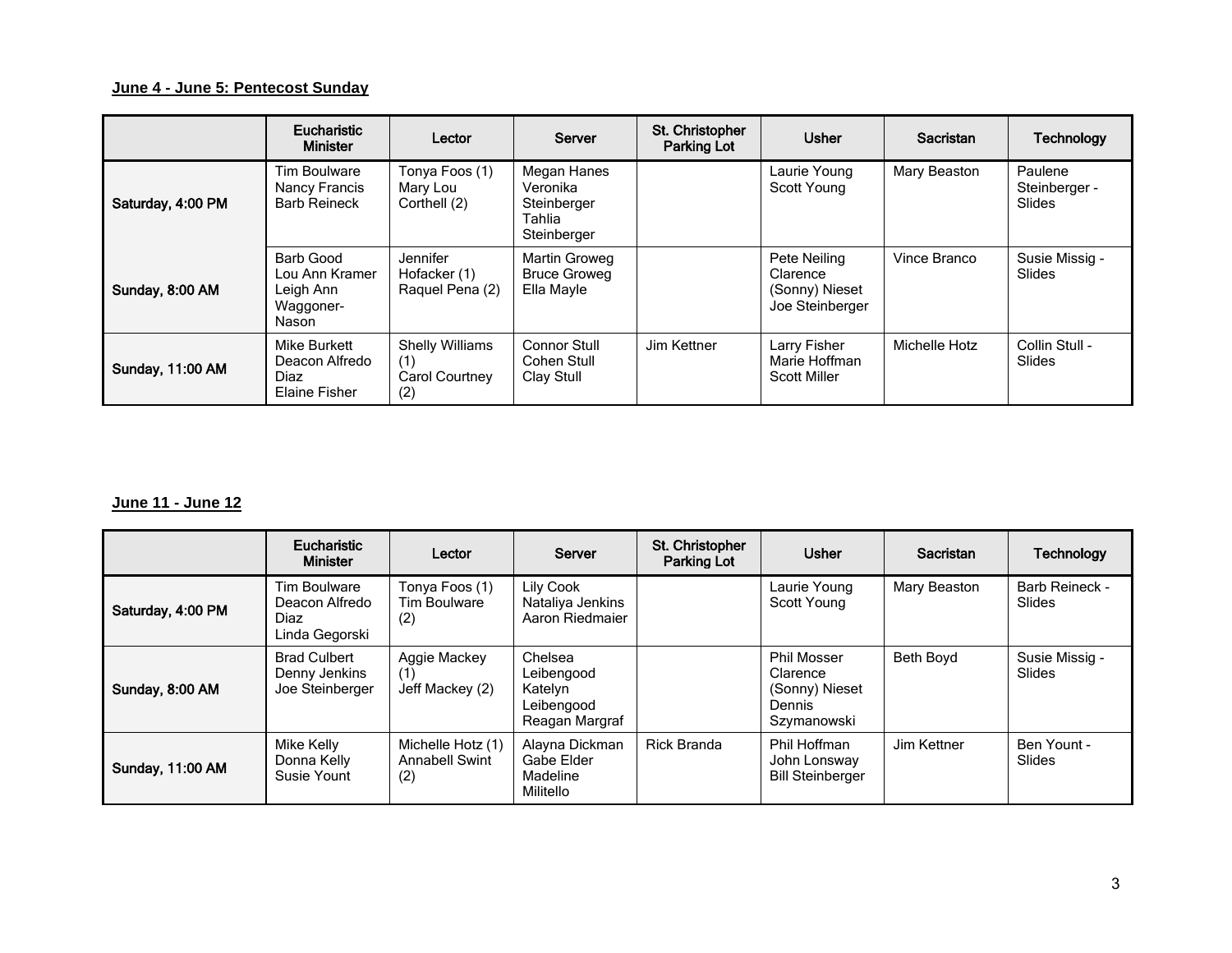**June 4 - June 5: Pentecost Sunday**

| | Eucharistic Minister | Lector | Server | St. Christopher Parking Lot | Usher | Sacristan | Technology |
|---|---|---|---|---|---|---|---|
| Saturday, 4:00 PM | Tim Boulware<br>Nancy Francis<br>Barb Reineck | Tonya Foos (1)<br>Mary Lou Corthell (2) | Megan Hanes<br>Veronika Steinberger<br>Tahlia Steinberger | | Laurie Young<br>Scott Young | Mary Beaston | Paulene Steinberger - Slides |
| Sunday, 8:00 AM | Barb Good<br>Lou Ann Kramer<br>Leigh Ann Waggoner-Nason | Jennifer Hofacker (1)<br>Raquel Pena (2) | Martin Groweg<br>Bruce Groweg<br>Ella Mayle | | Pete Neiling<br>Clarence (Sonny) Nieset<br>Joe Steinberger | Vince Branco | Susie Missig - Slides |
| Sunday, 11:00 AM | Mike Burkett<br>Deacon Alfredo Diaz<br>Elaine Fisher | Shelly Williams (1)<br>Carol Courtney (2) | Connor Stull<br>Cohen Stull<br>Clay Stull | Jim Kettner | Larry Fisher<br>Marie Hoffman<br>Scott Miller | Michelle Hotz | Collin Stull - Slides |

**June 11 - June 12**

| | Eucharistic Minister | Lector | Server | St. Christopher Parking Lot | Usher | Sacristan | Technology |
|---|---|---|---|---|---|---|---|
| Saturday, 4:00 PM | Tim Boulware<br>Deacon Alfredo Diaz<br>Linda Gegorski | Tonya Foos (1)<br>Tim Boulware (2) | Lily Cook<br>Nataliya Jenkins<br>Aaron Riedmaier | | Laurie Young<br>Scott Young | Mary Beaston | Barb Reineck - Slides |
| Sunday, 8:00 AM | Brad Culbert<br>Denny Jenkins<br>Joe Steinberger | Aggie Mackey (1)<br>Jeff Mackey (2) | Chelsea Leibengood<br>Katelyn Leibengood<br>Reagan Margraf | | Phil Mosser<br>Clarence (Sonny) Nieset<br>Dennis Szymanowski | Beth Boyd | Susie Missig - Slides |
| Sunday, 11:00 AM | Mike Kelly<br>Donna Kelly<br>Susie Yount | Michelle Hotz (1)<br>Annabell Swint (2) | Alayna Dickman<br>Gabe Elder<br>Madeline Militello | Rick Branda | Phil Hoffman<br>John Lonsway<br>Bill Steinberger | Jim Kettner | Ben Yount - Slides |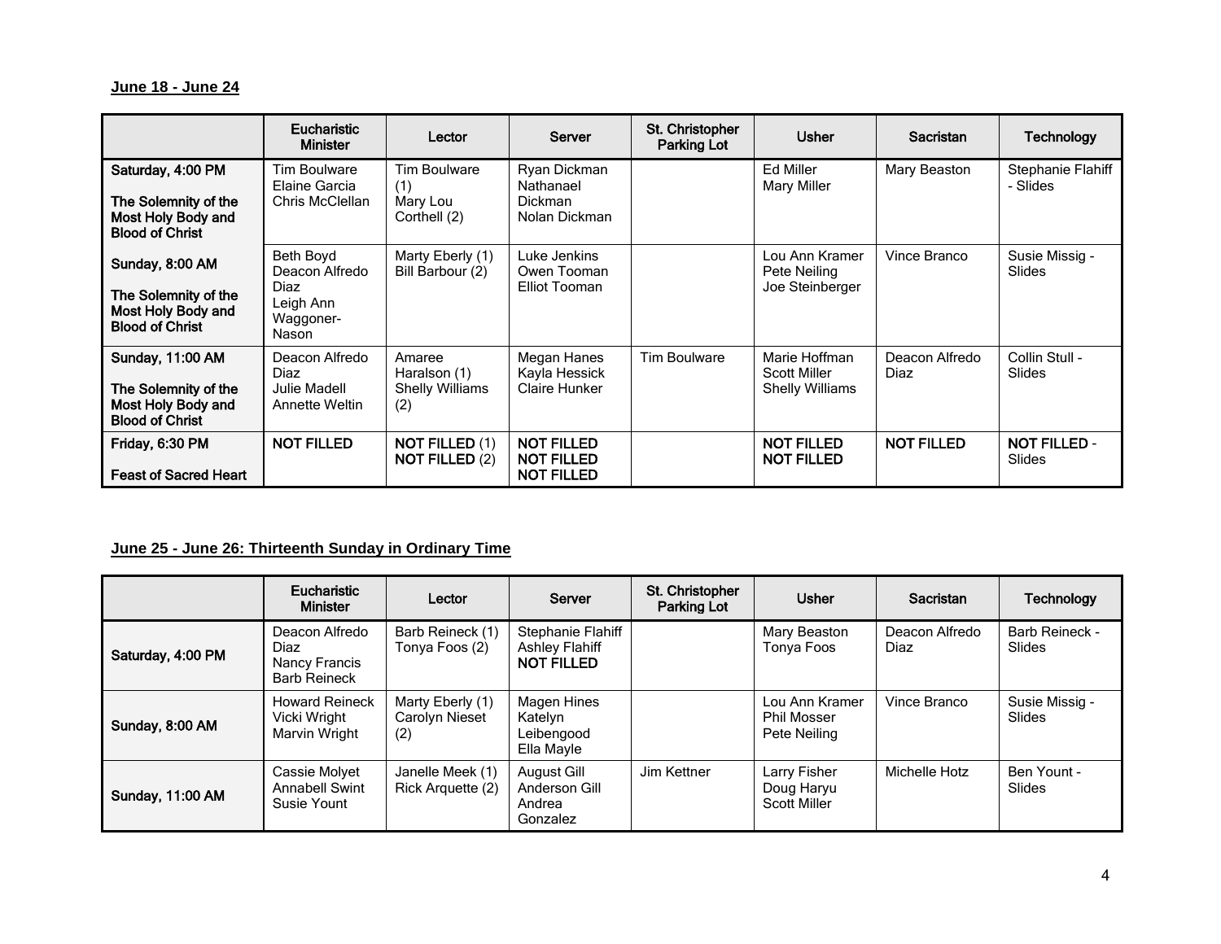**June 18 - June 24**

| | Eucharistic Minister | Lector | Server | St. Christopher Parking Lot | Usher | Sacristan | Technology |
|---|---|---|---|---|---|---|---|
| **Saturday, 4:00 PM**<br><br>**The Solemnity of the Most Holy Body and Blood of Christ** | Tim Boulware<br>Elaine Garcia<br>Chris McClellan | Tim Boulware (1)<br>Mary Lou Corthell (2) | Ryan Dickman<br>Nathanael Dickman<br>Nolan Dickman | | Ed Miller<br>Mary Miller | Mary Beaston | Stephanie Flahiff - Slides |
| **Sunday, 8:00 AM**<br><br>**The Solemnity of the Most Holy Body and Blood of Christ** | Beth Boyd<br>Deacon Alfredo Diaz<br>Leigh Ann Waggoner-Nason | Marty Eberly (1)<br>Bill Barbour (2) | Luke Jenkins<br>Owen Tooman<br>Elliot Tooman | | Lou Ann Kramer<br>Pete Neiling<br>Joe Steinberger | Vince Branco | Susie Missig - Slides |
| **Sunday, 11:00 AM**<br><br>**The Solemnity of the Most Holy Body and Blood of Christ** | Deacon Alfredo Diaz<br>Julie Madell<br>Annette Weltin | Amaree Haralson (1)<br>Shelly Williams (2) | Megan Hanes<br>Kayla Hessick<br>Claire Hunker | Tim Boulware | Marie Hoffman<br>Scott Miller<br>Shelly Williams | Deacon Alfredo Diaz | Collin Stull - Slides |
| **Friday, 6:30 PM**<br><br>**Feast of Sacred Heart** | **NOT FILLED** | **NOT FILLED** (1)<br>**NOT FILLED** (2) | **NOT FILLED**<br>**NOT FILLED**<br>**NOT FILLED** | | **NOT FILLED**<br>**NOT FILLED** | **NOT FILLED** | **NOT FILLED** - Slides |

**June 25 - June 26: Thirteenth Sunday in Ordinary Time**

| | Eucharistic Minister | Lector | Server | St. Christopher Parking Lot | Usher | Sacristan | Technology |
|---|---|---|---|---|---|---|---|
| **Saturday, 4:00 PM** | Deacon Alfredo Diaz<br>Nancy Francis<br>Barb Reineck | Barb Reineck (1)<br>Tonya Foos (2) | Stephanie Flahiff<br>Ashley Flahiff<br>**NOT FILLED** | | Mary Beaston<br>Tonya Foos | Deacon Alfredo Diaz | Barb Reineck - Slides |
| **Sunday, 8:00 AM** | Howard Reineck<br>Vicki Wright<br>Marvin Wright | Marty Eberly (1)<br>Carolyn Nieset (2) | Magen Hines<br>Katelyn Leibengood<br>Ella Mayle | | Lou Ann Kramer<br>Phil Mosser<br>Pete Neiling | Vince Branco | Susie Missig - Slides |
| **Sunday, 11:00 AM** | Cassie Molyet<br>Annabell Swint<br>Susie Yount | Janelle Meek (1)<br>Rick Arquette (2) | August Gill<br>Anderson Gill<br>Andrea Gonzalez | Jim Kettner | Larry Fisher<br>Doug Haryu<br>Scott Miller | Michelle Hotz | Ben Yount - Slides |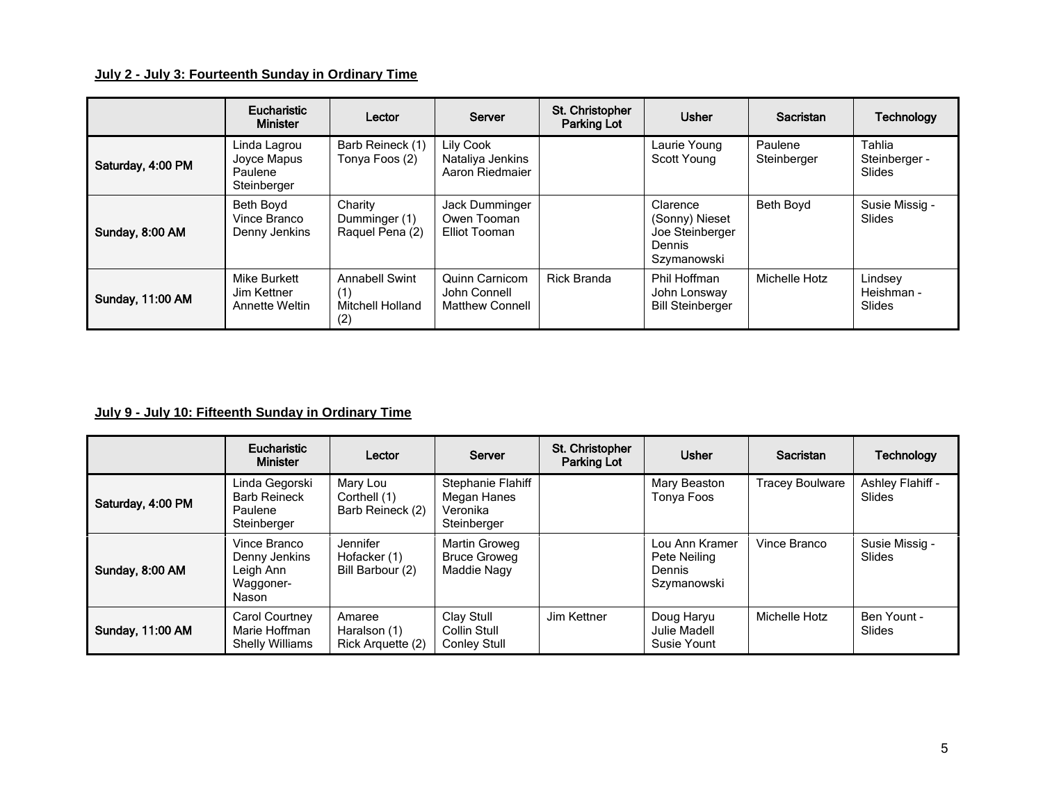**July 2 - July 3: Fourteenth Sunday in Ordinary Time**

| | Eucharistic Minister | Lector | Server | St. Christopher Parking Lot | Usher | Sacristan | Technology |
|---|---|---|---|---|---|---|---|
| Saturday, 4:00 PM | Linda Lagrou<br>Joyce Mapus<br>Paulene Steinberger | Barb Reineck (1)<br>Tonya Foos (2) | Lily Cook<br>Nataliya Jenkins<br>Aaron Riedmaier | | Laurie Young<br>Scott Young | Paulene Steinberger | Tahlia Steinberger - Slides |
| Sunday, 8:00 AM | Beth Boyd<br>Vince Branco<br>Denny Jenkins | Charity Dumminger (1)<br>Raquel Pena (2) | Jack Dumminger<br>Owen Tooman<br>Elliot Tooman | | Clarence (Sonny) Nieset<br>Joe Steinberger<br>Dennis Szymanowski | Beth Boyd | Susie Missig - Slides |
| Sunday, 11:00 AM | Mike Burkett<br>Jim Kettner<br>Annette Weltin | Annabell Swint (1)<br>Mitchell Holland (2) | Quinn Carnicom<br>John Connell<br>Matthew Connell | Rick Branda | Phil Hoffman<br>John Lonsway<br>Bill Steinberger | Michelle Hotz | Lindsey Heishman - Slides |

**July 9 - July 10: Fifteenth Sunday in Ordinary Time**

| | Eucharistic Minister | Lector | Server | St. Christopher Parking Lot | Usher | Sacristan | Technology |
|---|---|---|---|---|---|---|---|
| Saturday, 4:00 PM | Linda Gegorski<br>Barb Reineck<br>Paulene Steinberger | Mary Lou Corthell (1)<br>Barb Reineck (2) | Stephanie Flahiff<br>Megan Hanes<br>Veronika Steinberger | | Mary Beaston<br>Tonya Foos | Tracey Boulware | Ashley Flahiff - Slides |
| Sunday, 8:00 AM | Vince Branco<br>Denny Jenkins<br>Leigh Ann Waggoner-Nason | Jennifer Hofacker (1)<br>Bill Barbour (2) | Martin Groweg<br>Bruce Groweg<br>Maddie Nagy | | Lou Ann Kramer<br>Pete Neiling<br>Dennis Szymanowski | Vince Branco | Susie Missig - Slides |
| Sunday, 11:00 AM | Carol Courtney<br>Marie Hoffman<br>Shelly Williams | Amaree Haralson (1)<br>Rick Arquette (2) | Clay Stull<br>Collin Stull<br>Conley Stull | Jim Kettner | Doug Haryu<br>Julie Madell<br>Susie Yount | Michelle Hotz | Ben Yount - Slides |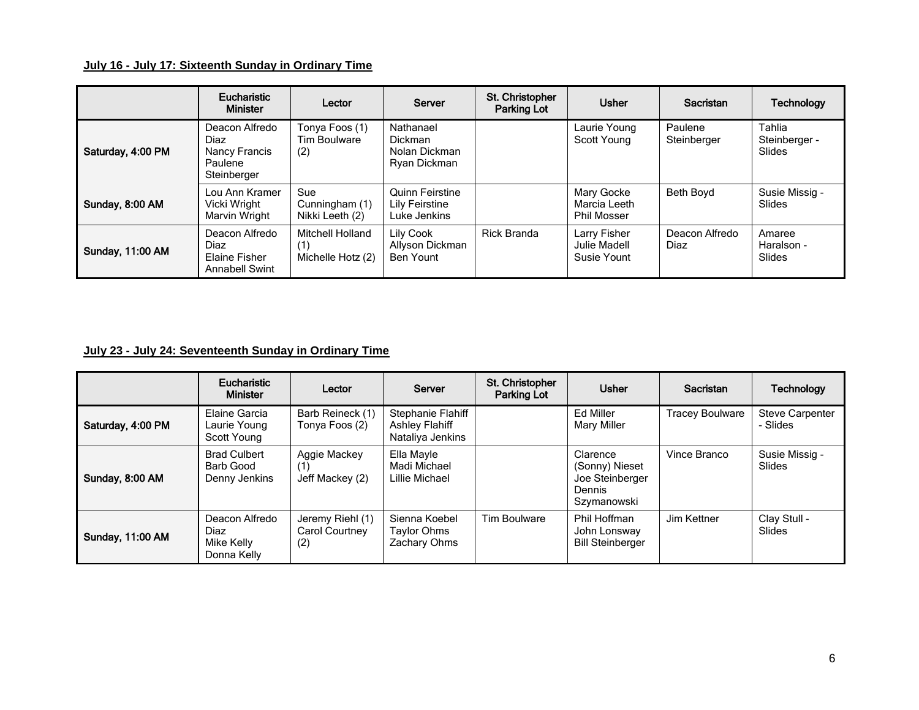**July 16 - July 17: Sixteenth Sunday in Ordinary Time**

| | Eucharistic Minister | Lector | Server | St. Christopher Parking Lot | Usher | Sacristan | Technology |
|---|---|---|---|---|---|---|---|
| Saturday, 4:00 PM | Deacon Alfredo Diaz<br>Nancy Francis<br>Paulene Steinberger | Tonya Foos (1)<br>Tim Boulware (2) | Nathanael Dickman<br>Nolan Dickman<br>Ryan Dickman | | Laurie Young<br>Scott Young | Paulene Steinberger | Tahlia Steinberger - Slides |
| Sunday, 8:00 AM | Lou Ann Kramer<br>Vicki Wright<br>Marvin Wright | Sue Cunningham (1)<br>Nikki Leeth (2) | Quinn Feirstine<br>Lily Feirstine<br>Luke Jenkins | | Mary Gocke<br>Marcia Leeth<br>Phil Mosser | Beth Boyd | Susie Missig - Slides |
| Sunday, 11:00 AM | Deacon Alfredo Diaz<br>Elaine Fisher<br>Annabell Swint | Mitchell Holland (1)<br>Michelle Hotz (2) | Lily Cook<br>Allyson Dickman<br>Ben Yount | Rick Branda | Larry Fisher<br>Julie Madell<br>Susie Yount | Deacon Alfredo Diaz | Amaree Haralson - Slides |

**July 23 - July 24: Seventeenth Sunday in Ordinary Time**

| | Eucharistic Minister | Lector | Server | St. Christopher Parking Lot | Usher | Sacristan | Technology |
|---|---|---|---|---|---|---|---|
| Saturday, 4:00 PM | Elaine Garcia<br>Laurie Young<br>Scott Young | Barb Reineck (1)<br>Tonya Foos (2) | Stephanie Flahiff<br>Ashley Flahiff<br>Nataliya Jenkins | | Ed Miller<br>Mary Miller | Tracey Boulware | Steve Carpenter - Slides |
| Sunday, 8:00 AM | Brad Culbert<br>Barb Good<br>Denny Jenkins | Aggie Mackey (1)<br>Jeff Mackey (2) | Ella Mayle<br>Madi Michael<br>Lillie Michael | | Clarence (Sonny) Nieset<br>Joe Steinberger<br>Dennis Szymanowski | Vince Branco | Susie Missig - Slides |
| Sunday, 11:00 AM | Deacon Alfredo Diaz<br>Mike Kelly<br>Donna Kelly | Jeremy Riehl (1)<br>Carol Courtney (2) | Sienna Koebel<br>Taylor Ohms<br>Zachary Ohms | Tim Boulware | Phil Hoffman<br>John Lonsway<br>Bill Steinberger | Jim Kettner | Clay Stull - Slides |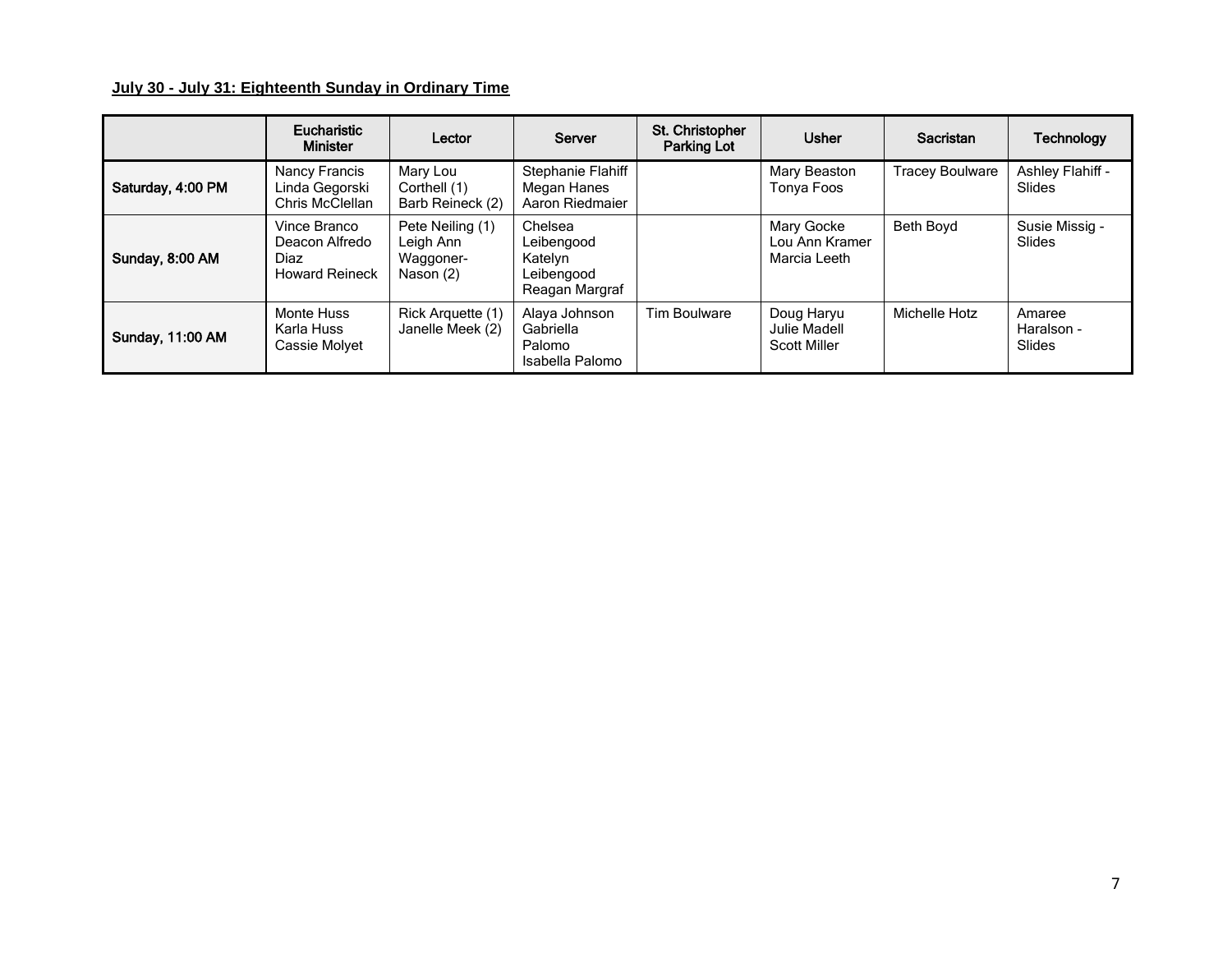**July 30 - July 31: Eighteenth Sunday in Ordinary Time**

| | Eucharistic Minister | Lector | Server | St. Christopher Parking Lot | Usher | Sacristan | Technology |
|---|---|---|---|---|---|---|---|
| Saturday, 4:00 PM | Nancy Francis<br>Linda Gegorski<br>Chris McClellan | Mary Lou Corthell (1)<br>Barb Reineck (2) | Stephanie Flahiff<br>Megan Hanes<br>Aaron Riedmaier | | Mary Beaston<br>Tonya Foos | Tracey Boulware | Ashley Flahiff - Slides |
| Sunday, 8:00 AM | Vince Branco<br>Deacon Alfredo Diaz<br>Howard Reineck | Pete Neiling (1)<br>Leigh Ann Waggoner-Nason (2) | Chelsea Leibengood<br>Katelyn Leibengood<br>Reagan Margraf | | Mary Gocke<br>Lou Ann Kramer<br>Marcia Leeth | Beth Boyd | Susie Missig - Slides |
| Sunday, 11:00 AM | Monte Huss<br>Karla Huss<br>Cassie Molyet | Rick Arquette (1)<br>Janelle Meek (2) | Alaya Johnson<br>Gabriella Palomo<br>Isabella Palomo | Tim Boulware | Doug Haryu<br>Julie Madell<br>Scott Miller | Michelle Hotz | Amaree Haralson - Slides |